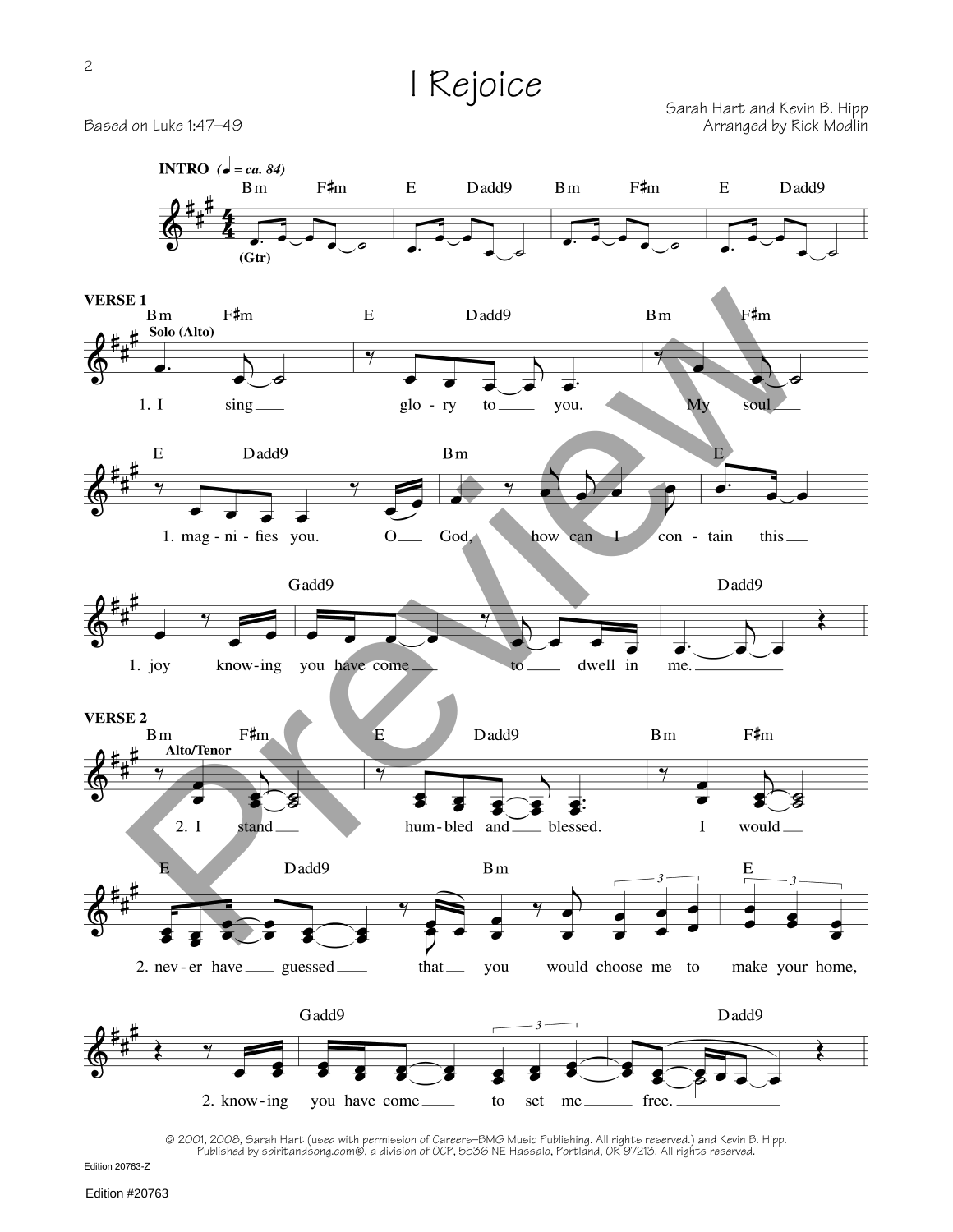# I Rejoice

Based on Luke 1:47–49

Sarah Hart and Kevin B. Hipp
Arranged by Rick Modlin

**INTRO** (♩ = ca. 84)

Bm F♯m E Dadd9 Bm F♯m E Dadd9

(Gtr)

**VERSE 1**

Bm F♯m E Dadd9 Bm F♯m

Solo (Alto)

1. I sing glo-ry to you. My soul

E Dadd9 Bm E

1. mag-ni-fies you. O God, how can I con-tain this

Gadd9 Dadd9

1. joy know-ing you have come to dwell in me.

**VERSE 2**

Bm F♯m E Dadd9 Bm F♯m

Alto/Tenor

2. I stand hum-bled and blessed. I would

E Dadd9 Bm E

2. nev-er have guessed that you would choose me to make your home,

Gadd9 Dadd9

2. know-ing you have come to set me free.

© 2001, 2008, Sarah Hart (used with permission of Careers–BMG Music Publishing. All rights reserved.) and Kevin B. Hipp.
Published by spiritandsong.com®, a division of OCP, 5536 NE Hassalo, Portland, OR 97213. All rights reserved.

Edition 20763-Z

Edition #20763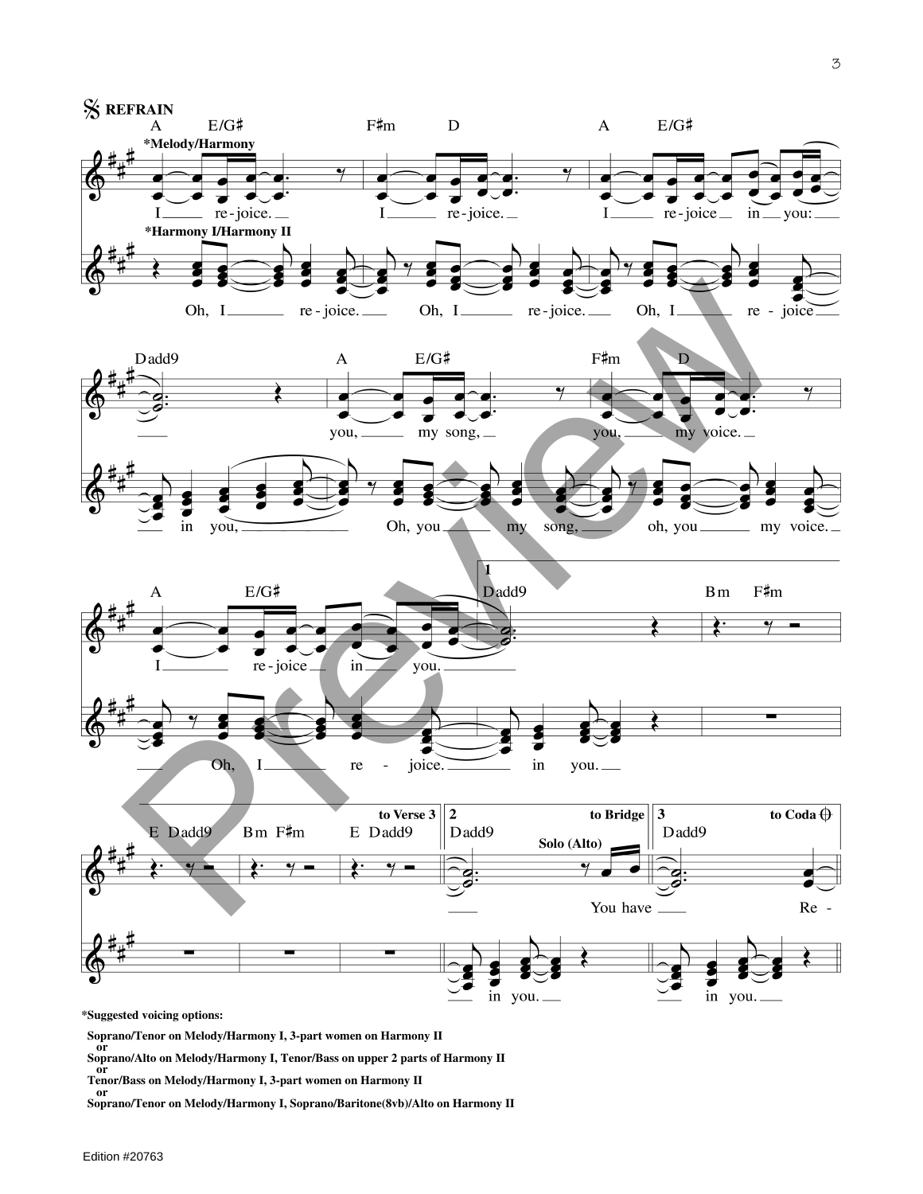**REFRAIN**

*Melody/Harmony

I rejoice. I rejoice. I rejoice in you: you, my song, you, my voice. I rejoice in you.

*Harmony I/Harmony II

Oh, I rejoice. Oh, I rejoice. Oh, I rejoice in you, Oh, you my song, oh, you my voice. Oh, I rejoice. in you.

to Verse 3 | 2 to Bridge | 3 to Coda

Solo (Alto) You have Re-

in you. in you.

*Suggested voicing options:

Soprano/Tenor on Melody/Harmony I, 3-part women on Harmony II
or
Soprano/Alto on Melody/Harmony I, Tenor/Bass on upper 2 parts of Harmony II
or
Tenor/Bass on Melody/Harmony I, 3-part women on Harmony II
or
Soprano/Tenor on Melody/Harmony I, Soprano/Baritone(8vb)/Alto on Harmony II

Edition #20763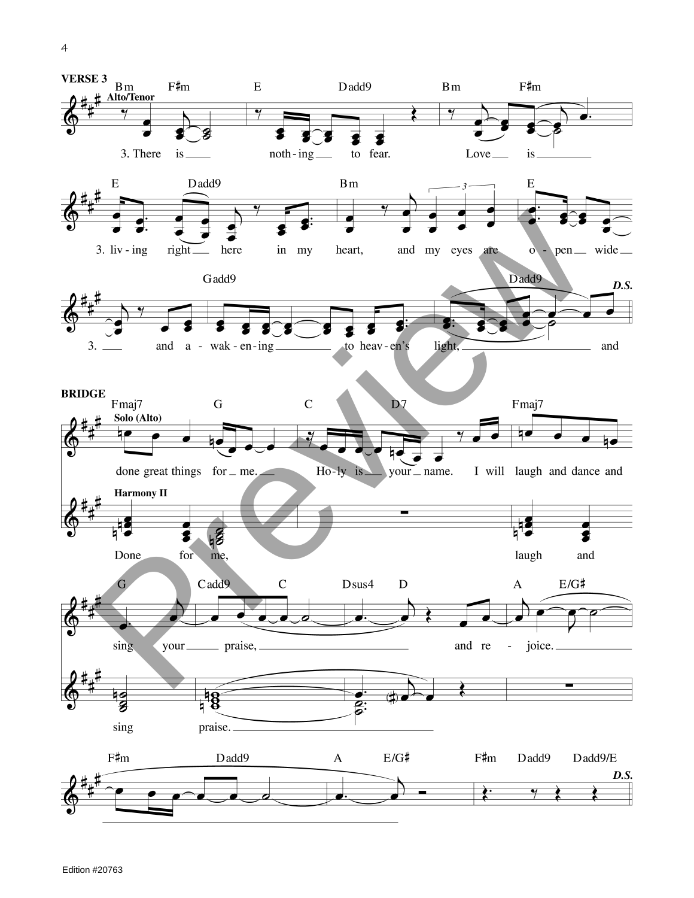**VERSE 3**

Bm F♯m E Dadd9 Bm F♯m

*Alto/Tenor*

3. There is noth-ing to fear. Love is

E Dadd9 Bm E

3. liv-ing right here in my heart, and my eyes are o-pen wide

Gadd9 Dadd9 *D.S.*

3. and a-wak-en-ing to heav-en's light, and

**BRIDGE**

Fmaj7 G C D7 Fmaj7

*Solo (Alto)*

done great things for me. Ho-ly is your name. I will laugh and dance and

*Harmony II*

Done for me, laugh and

G Cadd9 C Dsus4 D A E/G♯

sing your praise, and re-joice.

sing praise.

F♯m Dadd9 A E/G♯ F♯m Dadd9 Dadd9/E *D.S.*

Edition #20763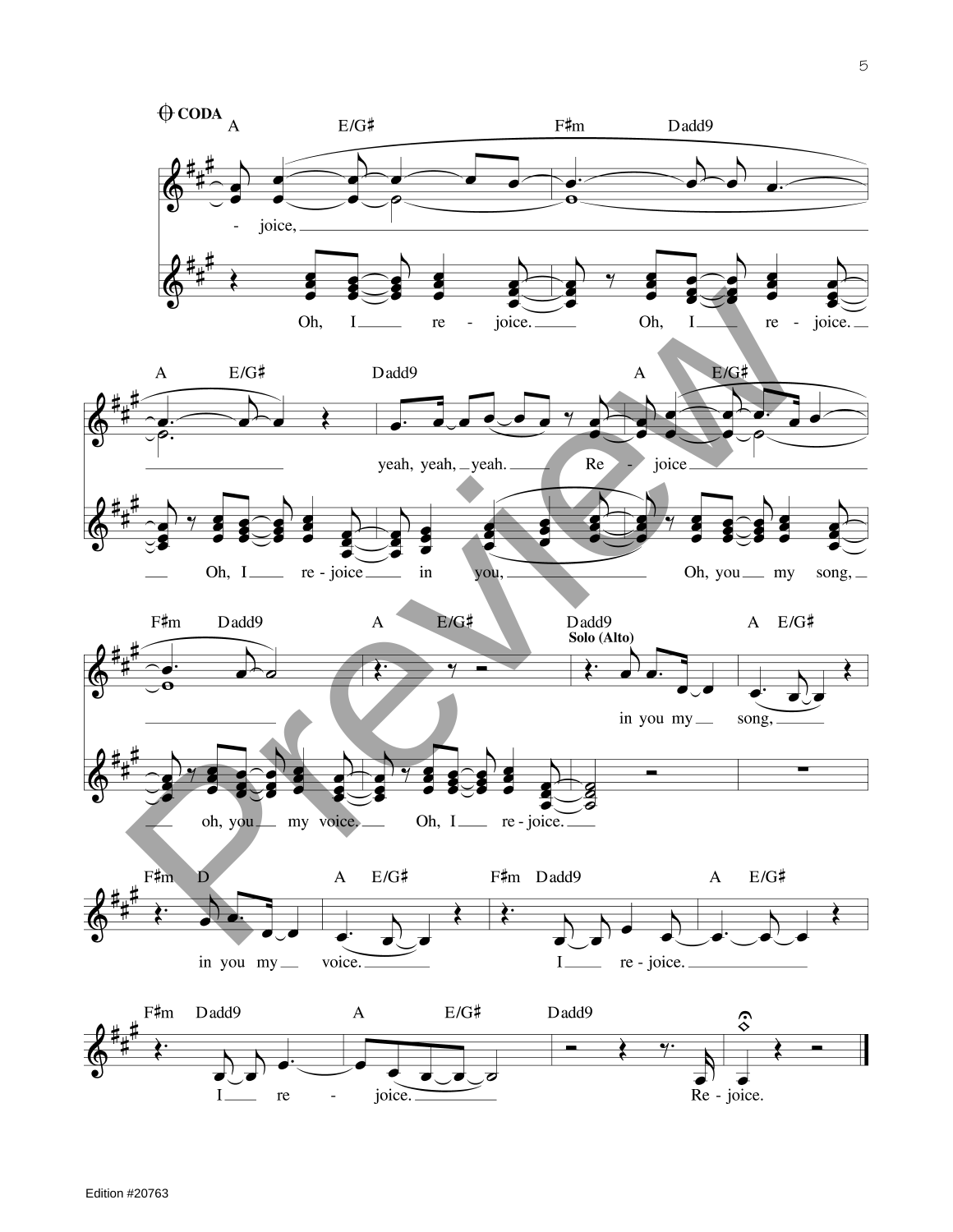CODA

A E/G♯ F♯m Dadd9

-joice,

Oh, I re - joice. Oh, I re - joice.

A E/G♯ Dadd9 A E/G♯

yeah, yeah, yeah. Re - joice

Oh, I re - joice in you, Oh, you my song,

F♯m Dadd9 A E/G♯ Dadd9 A E/G♯

Solo (Alto)

in you my song,

oh, you my voice. Oh, I re - joice.

F♯m D A E/G♯ F♯m Dadd9 A E/G♯

in you my voice. I re - joice.

F♯m Dadd9 A E/G♯ Dadd9

I re - joice. Re - joice.

Edition #20763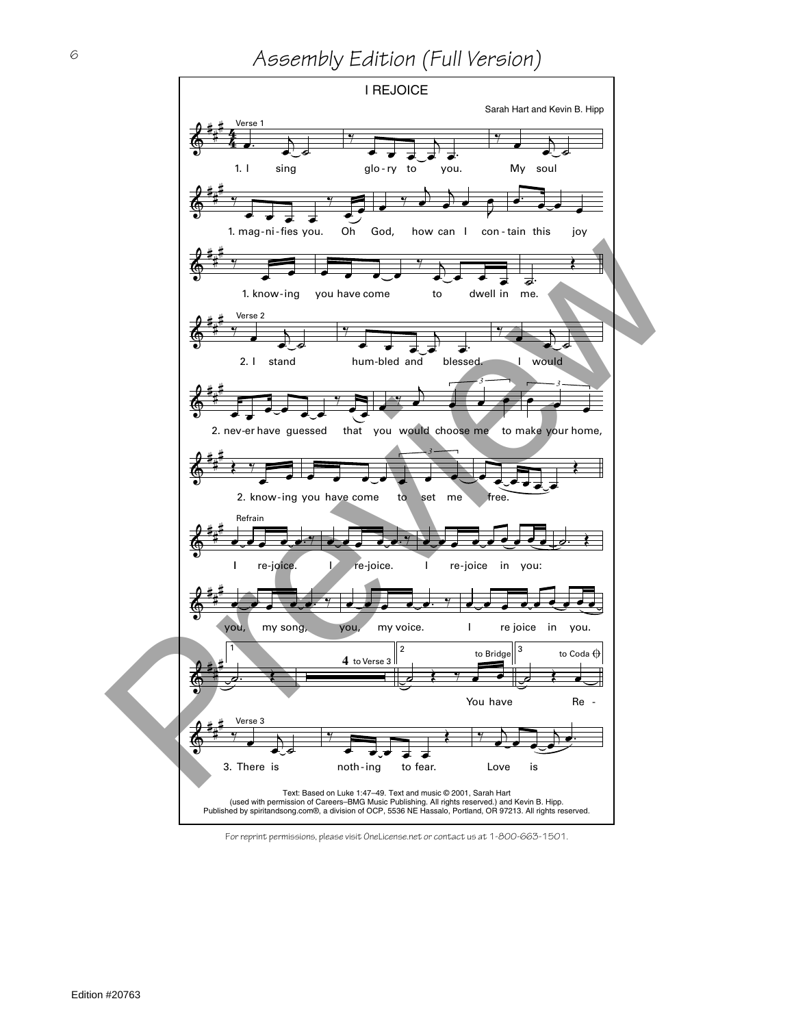# Assembly Edition (Full Version)

## I REJOICE

Sarah Hart and Kevin B. Hipp

Verse 1

1. I sing glo-ry to you. My soul
1. mag-ni-fies you. Oh God, how can I con-tain this joy
1. know-ing you have come to dwell in me.

Verse 2

2. I stand hum-bled and blessed. I would
2. nev-er have guessed that you would choose me to make your home,
2. know-ing you have come to set me free.

Refrain

I re-joice. I re-joice. I re-joice in you:
you, my song, you, my voice. I re joice in you.

1 — 4 to Verse 3 ‖ 2 — to Bridge — You have ‖ 3 — to Coda — Re -

Verse 3

3. There is noth-ing to fear. Love is

Text: Based on Luke 1:47–49. Text and music © 2001, Sarah Hart (used with permission of Careers–BMG Music Publishing. All rights reserved.) and Kevin B. Hipp. Published by spiritandsong.com®, a division of OCP, 5536 NE Hassalo, Portland, OR 97213. All rights reserved.

For reprint permissions, please visit OneLicense.net or contact us at 1-800-663-1501.

Edition #20763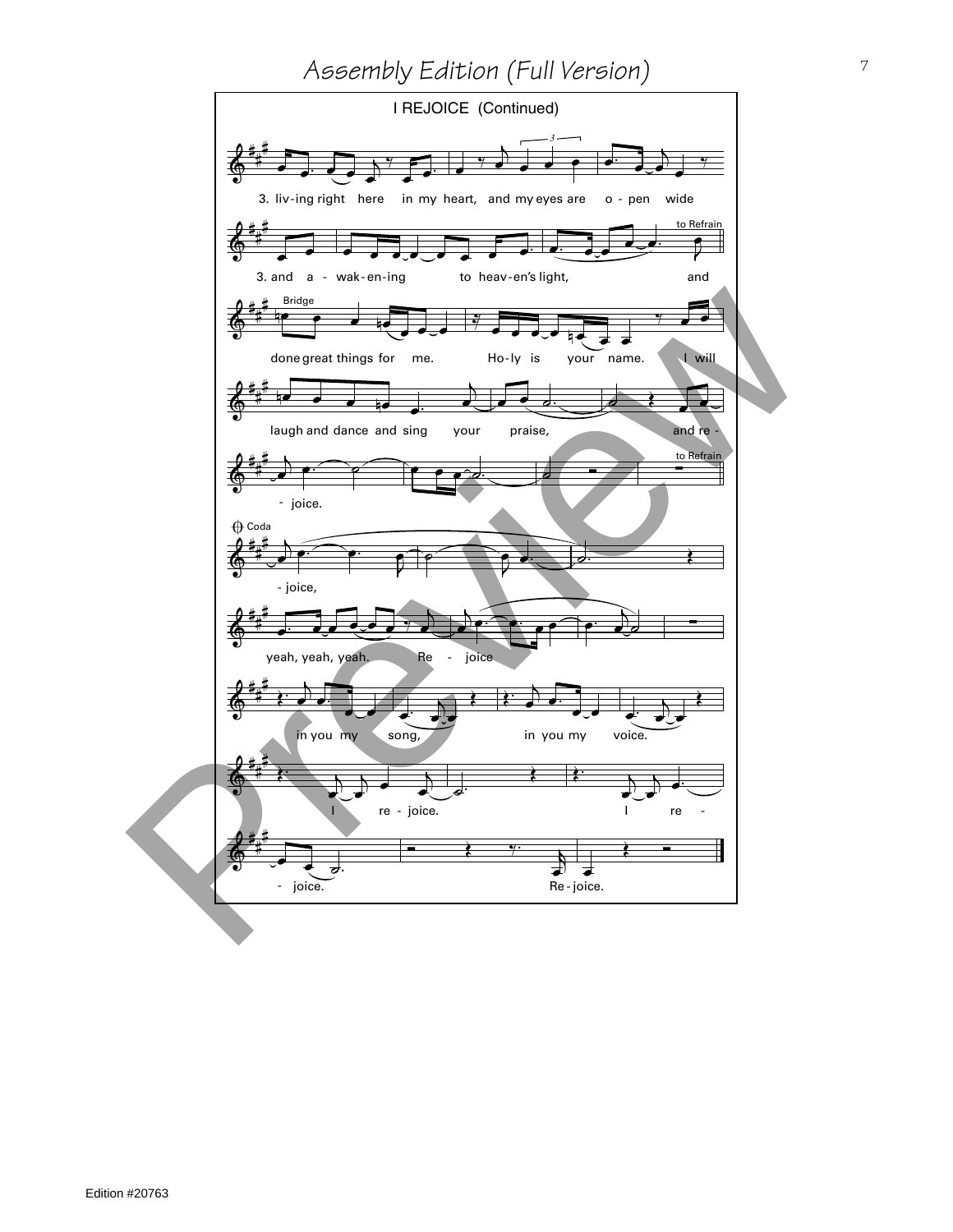## I REJOICE (Continued)

3. liv-ing right here in my heart, and my eyes are o - pen wide

3. and a - wak-en-ing to heav-en's light, and

*to Refrain*

**Bridge**

done great things for me. Ho-ly is your name. I will

laugh and dance and sing your praise, and re -

- joice.

*to Refrain*

**Coda**

- joice,

yeah, yeah, yeah. Re - joice

in you my song, in you my voice.

I re - joice. I re -

- joice. Re - joice.

Edition #20763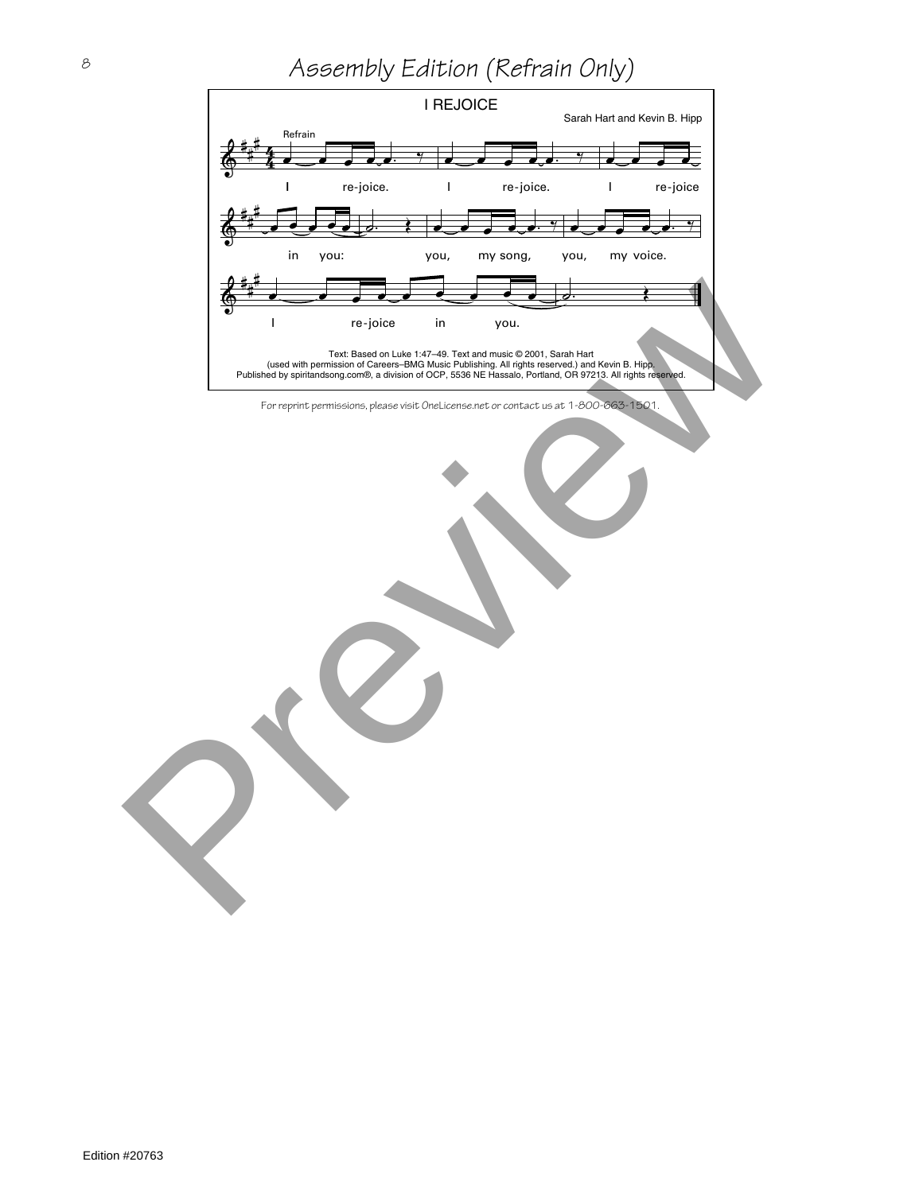# Assembly Edition (Refrain Only)

## I REJOICE

Sarah Hart and Kevin B. Hipp

Refrain

I re-joice. I re-joice. I re-joice in you: you, my song, you, my voice. I re-joice in you.

Text: Based on Luke 1:47–49. Text and music © 2001, Sarah Hart (used with permission of Careers–BMG Music Publishing. All rights reserved.) and Kevin B. Hipp. Published by spiritandsong.com®, a division of OCP, 5536 NE Hassalo, Portland, OR 97213. All rights reserved.

For reprint permissions, please visit OneLicense.net or contact us at 1-800-663-1501.

Edition #20763